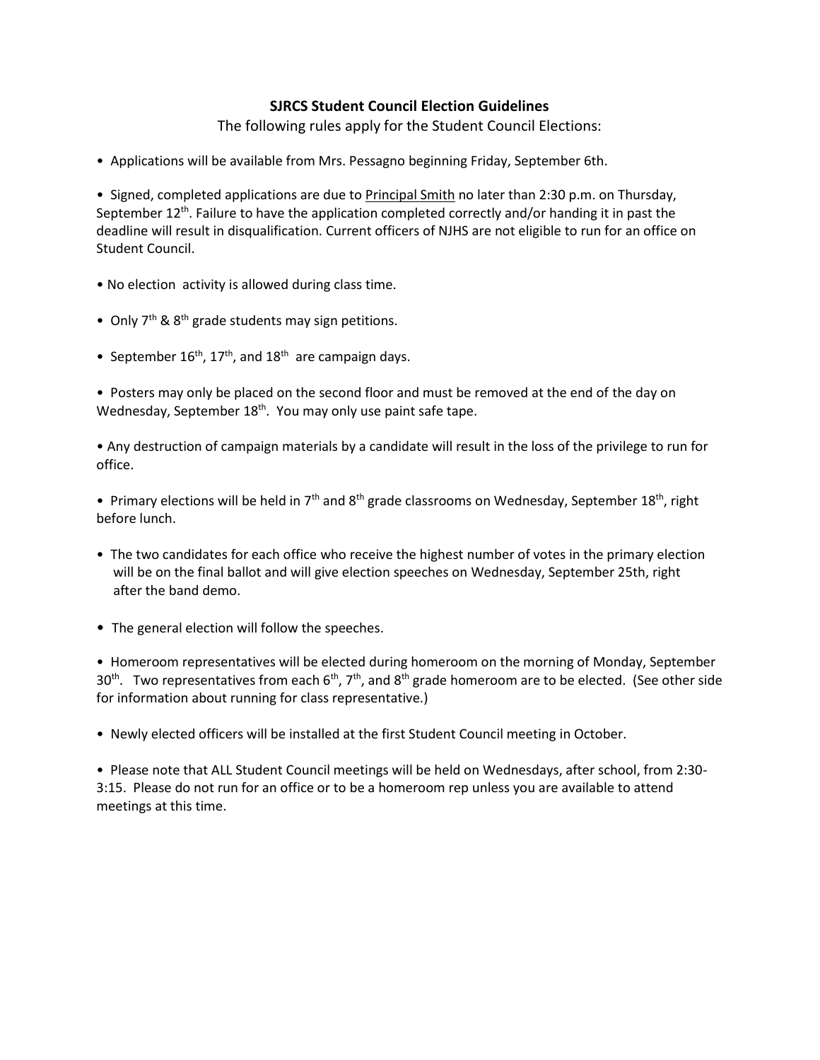## SJRCS Student Council Election Guidelines

The following rules apply for the Student Council Elections:

- Applications will be available from Mrs. Pessagno beginning Friday, September 6th.

- Signed, completed applications are due to <u>Principal Smith</u> no later than 2:30 p.m. on Thursday, September 12th. Failure to have the application completed correctly and/or handing it in past the deadline will result in disqualification. Current officers of NJHS are not eligible to run for an office on Student Council.

- No election activity is allowed during class time.

- Only 7th & 8th grade students may sign petitions.

- September 16th, 17th, and 18th are campaign days.

- Posters may only be placed on the second floor and must be removed at the end of the day on Wednesday, September 18th. You may only use paint safe tape.

- Any destruction of campaign materials by a candidate will result in the loss of the privilege to run for office.

- Primary elections will be held in 7th and 8th grade classrooms on Wednesday, September 18th, right before lunch.

- The two candidates for each office who receive the highest number of votes in the primary election will be on the final ballot and will give election speeches on Wednesday, September 25th, right after the band demo.

- The general election will follow the speeches.

- Homeroom representatives will be elected during homeroom on the morning of Monday, September 30th. Two representatives from each 6th, 7th, and 8th grade homeroom are to be elected. (See other side for information about running for class representative.)

- Newly elected officers will be installed at the first Student Council meeting in October.

- Please note that ALL Student Council meetings will be held on Wednesdays, after school, from 2:30-3:15. Please do not run for an office or to be a homeroom rep unless you are available to attend meetings at this time.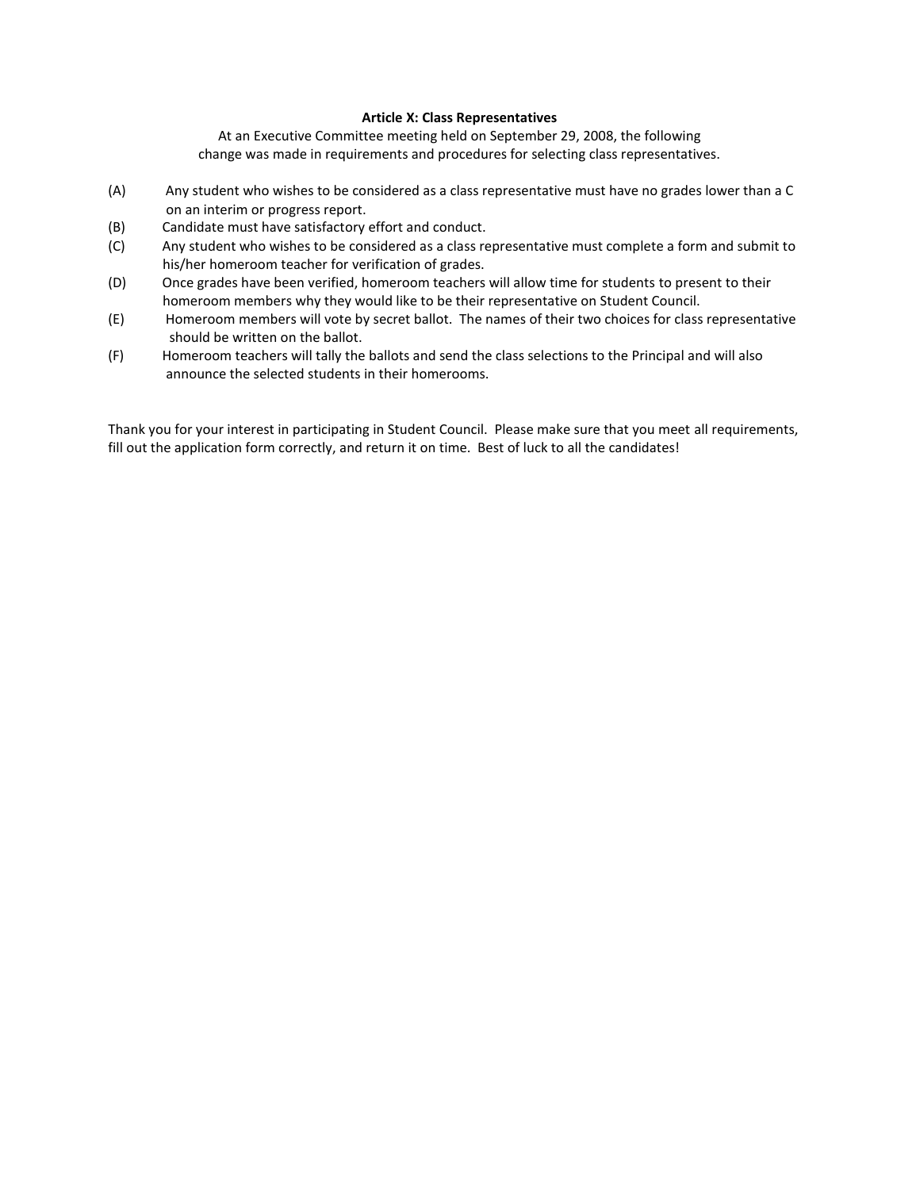**Article X: Class Representatives**

At an Executive Committee meeting held on September 29, 2008, the following change was made in requirements and procedures for selecting class representatives.

(A) Any student who wishes to be considered as a class representative must have no grades lower than a C on an interim or progress report.

(B) Candidate must have satisfactory effort and conduct.

(C) Any student who wishes to be considered as a class representative must complete a form and submit to his/her homeroom teacher for verification of grades.

(D) Once grades have been verified, homeroom teachers will allow time for students to present to their homeroom members why they would like to be their representative on Student Council.

(E) Homeroom members will vote by secret ballot. The names of their two choices for class representative should be written on the ballot.

(F) Homeroom teachers will tally the ballots and send the class selections to the Principal and will also announce the selected students in their homerooms.

Thank you for your interest in participating in Student Council. Please make sure that you meet all requirements, fill out the application form correctly, and return it on time. Best of luck to all the candidates!